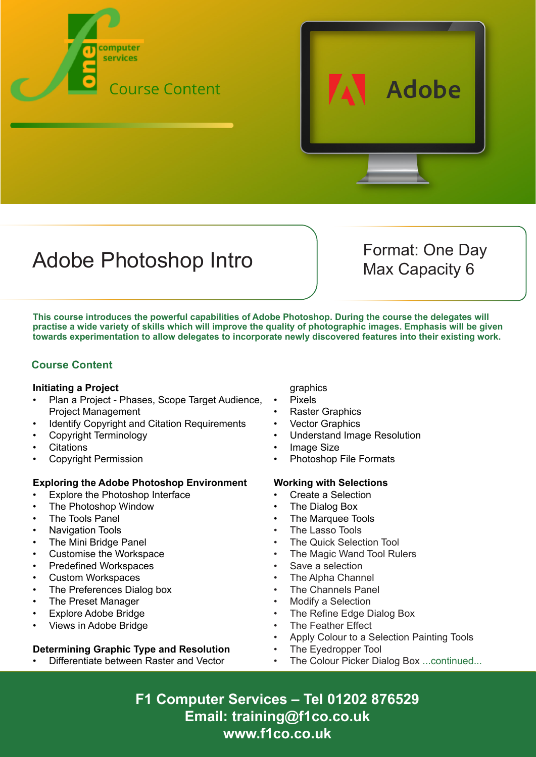one computer services

Course Content

Adobe

# Adobe Photoshop Intro

Format: One Day
Max Capacity 6

**This course introduces the powerful capabilities of Adobe Photoshop. During the course the delegates will practise a wide variety of skills which will improve the quality of photographic images. Emphasis will be given towards experimentation to allow delegates to incorporate newly discovered features into their existing work.**

## Course Content

### Initiating a Project

- Plan a Project - Phases, Scope Target Audience, Project Management
- Identify Copyright and Citation Requirements
- Copyright Terminology
- Citations
- Copyright Permission

### Exploring the Adobe Photoshop Environment

- Explore the Photoshop Interface
- The Photoshop Window
- The Tools Panel
- Navigation Tools
- The Mini Bridge Panel
- Customise the Workspace
- Predefined Workspaces
- Custom Workspaces
- The Preferences Dialog box
- The Preset Manager
- Explore Adobe Bridge
- Views in Adobe Bridge

### Determining Graphic Type and Resolution

- Differentiate between Raster and Vector graphics
- Pixels
- Raster Graphics
- Vector Graphics
- Understand Image Resolution
- Image Size
- Photoshop File Formats

### Working with Selections

- Create a Selection
- The Dialog Box
- The Marquee Tools
- The Lasso Tools
- The Quick Selection Tool
- The Magic Wand Tool Rulers
- Save a selection
- The Alpha Channel
- The Channels Panel
- Modify a Selection
- The Refine Edge Dialog Box
- The Feather Effect
- Apply Colour to a Selection Painting Tools
- The Eyedropper Tool
- The Colour Picker Dialog Box ...continued...

**F1 Computer Services – Tel 01202 876529**
**Email: training@f1co.co.uk**
**www.f1co.co.uk**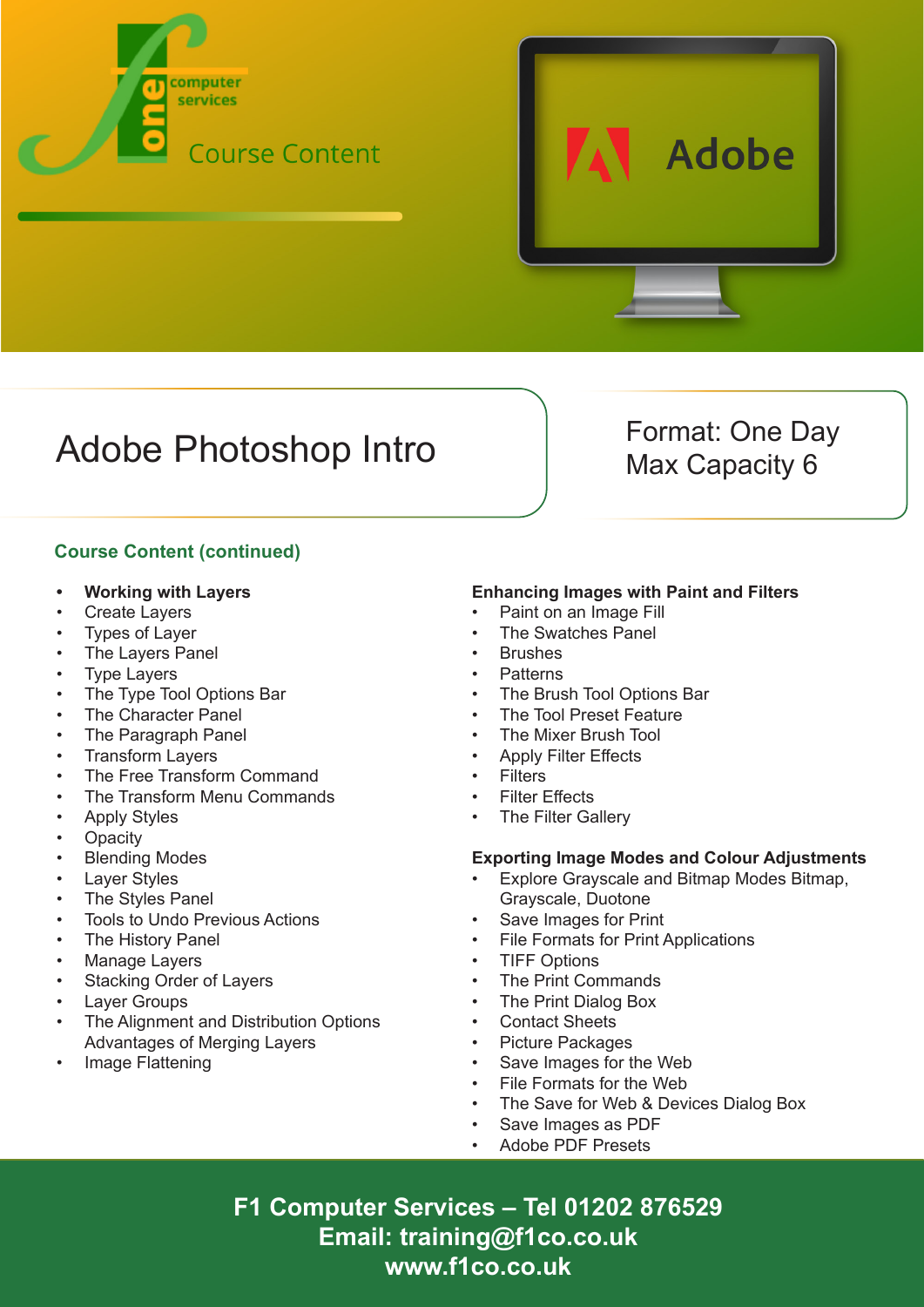computer services

Course Content

Adobe

# Adobe Photoshop Intro

Format: One Day
Max Capacity 6

## Course Content (continued)

- **Working with Layers**
- Create Layers
- Types of Layer
- The Layers Panel
- Type Layers
- The Type Tool Options Bar
- The Character Panel
- The Paragraph Panel
- Transform Layers
- The Free Transform Command
- The Transform Menu Commands
- Apply Styles
- Opacity
- Blending Modes
- Layer Styles
- The Styles Panel
- Tools to Undo Previous Actions
- The History Panel
- Manage Layers
- Stacking Order of Layers
- Layer Groups
- The Alignment and Distribution Options Advantages of Merging Layers
- Image Flattening

**Enhancing Images with Paint and Filters**

- Paint on an Image Fill
- The Swatches Panel
- Brushes
- Patterns
- The Brush Tool Options Bar
- The Tool Preset Feature
- The Mixer Brush Tool
- Apply Filter Effects
- Filters
- Filter Effects
- The Filter Gallery

**Exporting Image Modes and Colour Adjustments**

- Explore Grayscale and Bitmap Modes Bitmap, Grayscale, Duotone
- Save Images for Print
- File Formats for Print Applications
- TIFF Options
- The Print Commands
- The Print Dialog Box
- Contact Sheets
- Picture Packages
- Save Images for the Web
- File Formats for the Web
- The Save for Web & Devices Dialog Box
- Save Images as PDF
- Adobe PDF Presets

**F1 Computer Services – Tel 01202 876529**
**Email: training@f1co.co.uk**
**www.f1co.co.uk**